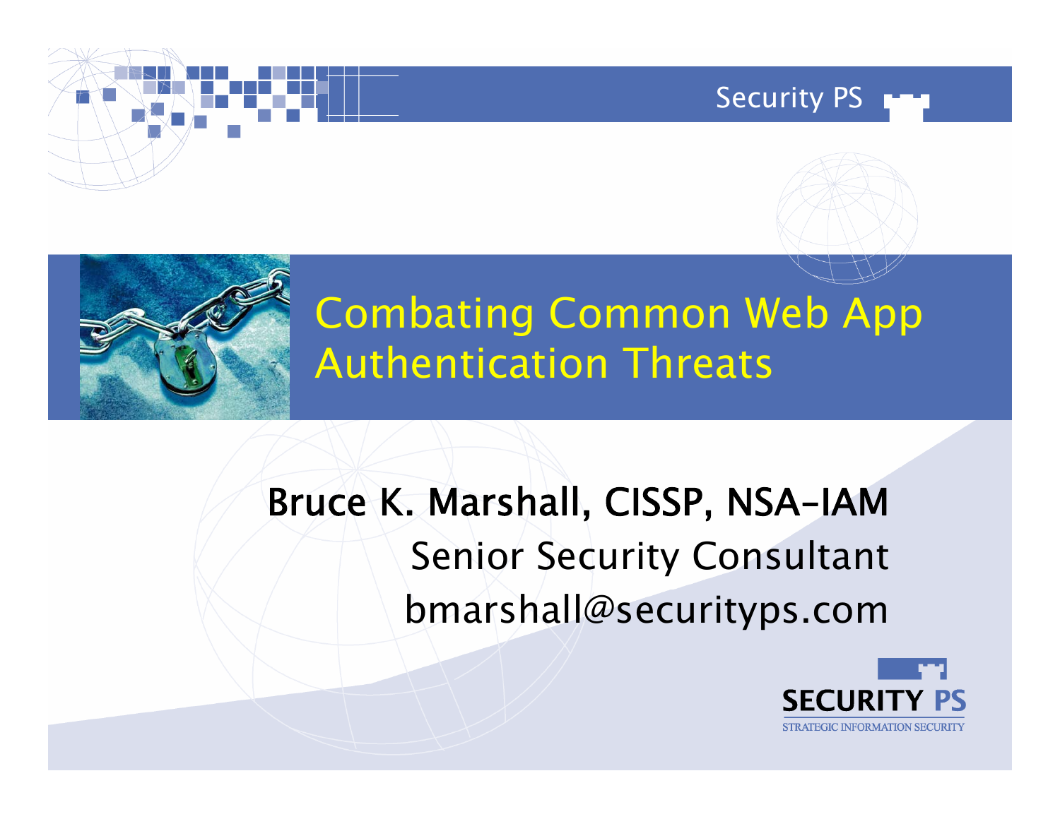# Combating Common Web App Authentication Threats

**Bruce K. Marshall, CISSP, NSA-IAM**

Senior Security Consultant

bmarshall@securityps.com

SECURITY PS

STRATEGIC INFORMATION SECURITY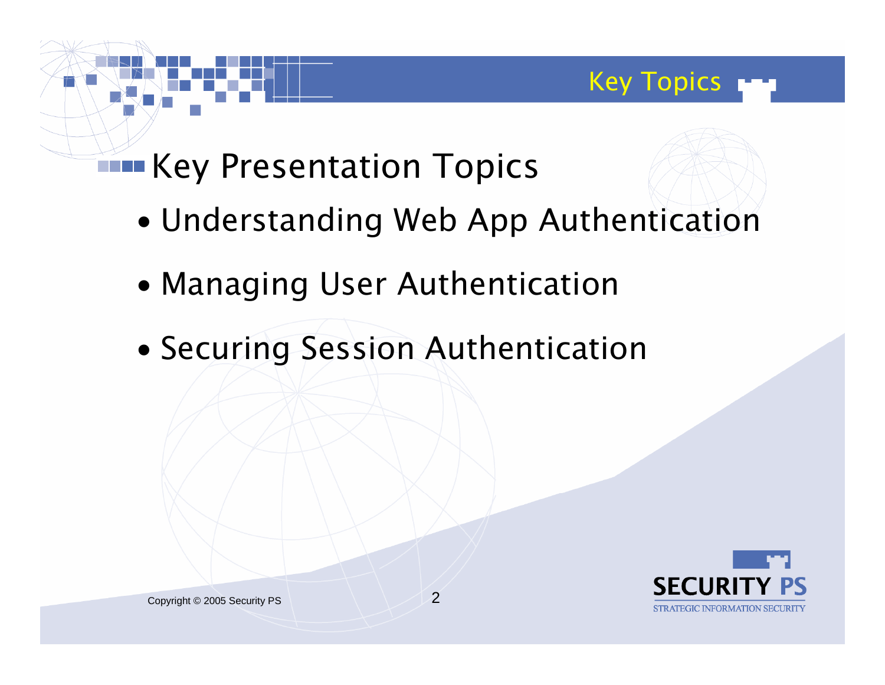# Key Topics

## Key Presentation Topics

- Understanding Web App Authentication
- Managing User Authentication
- Securing Session Authentication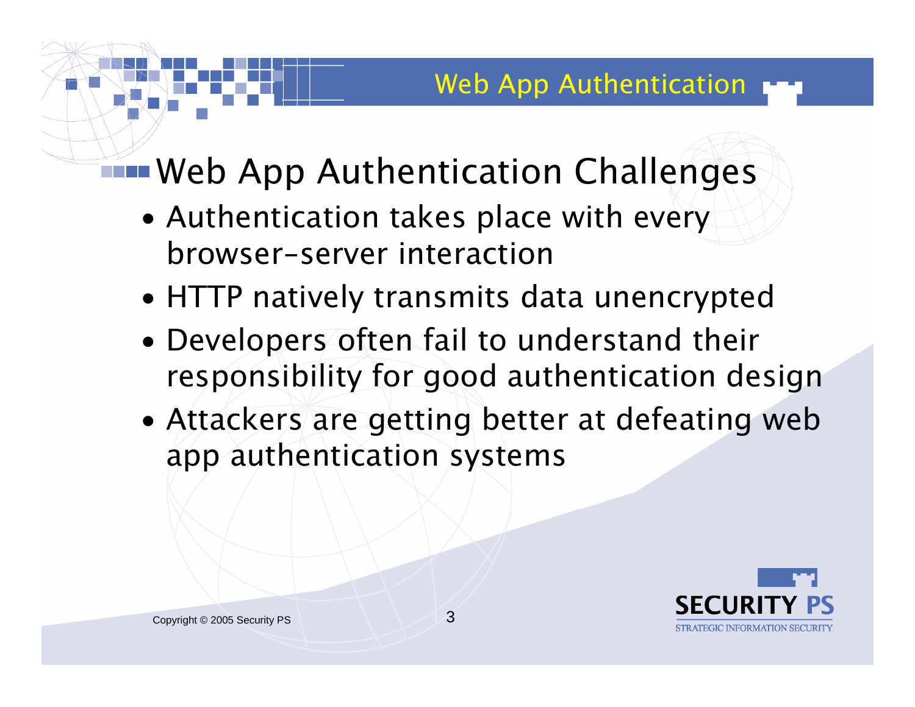## Web App Authentication Challenges

- Authentication takes place with every browser-server interaction
- HTTP natively transmits data unencrypted
- Developers often fail to understand their responsibility for good authentication design
- Attackers are getting better at defeating web app authentication systems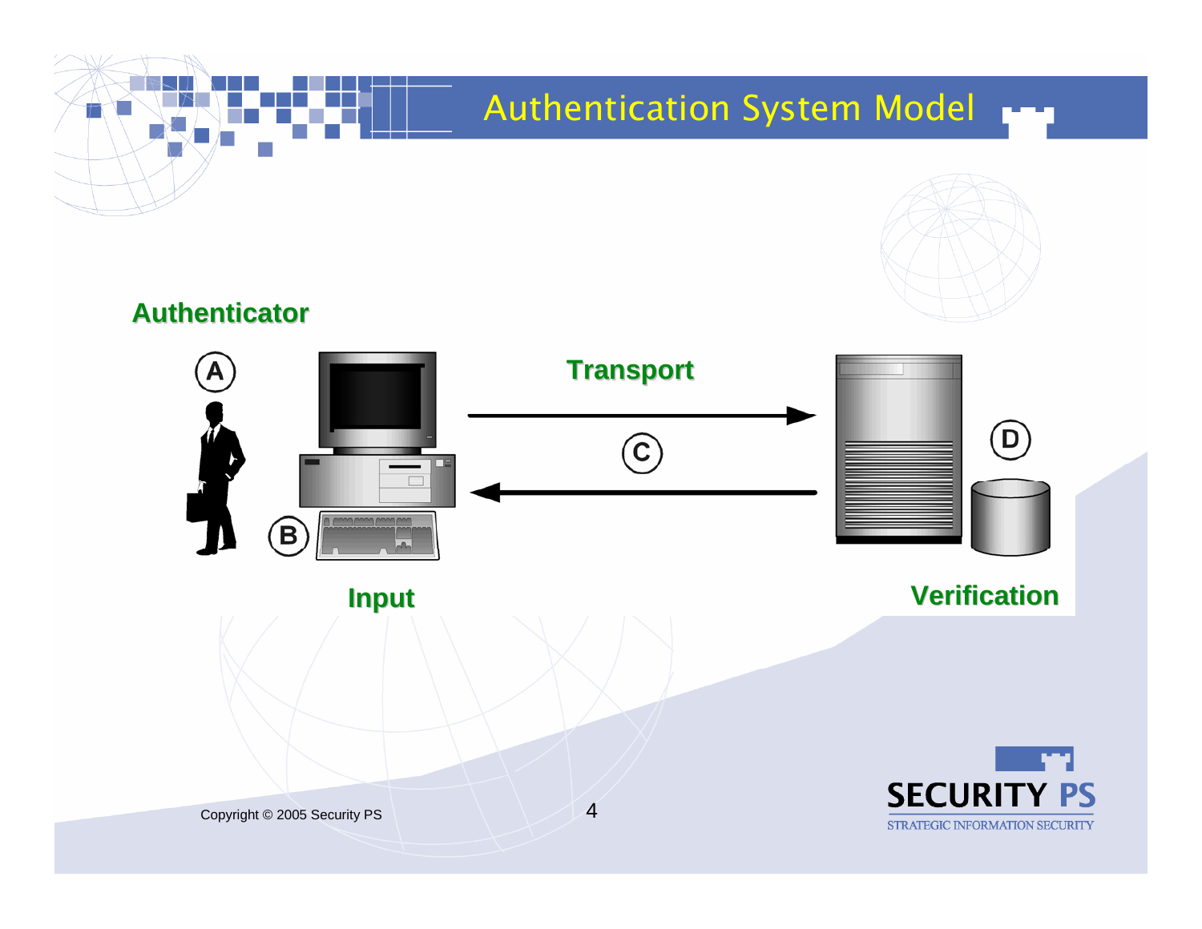# Authentication System Model

**Authenticator**

A

B

**Input**

**Transport**

C

D

**Verification**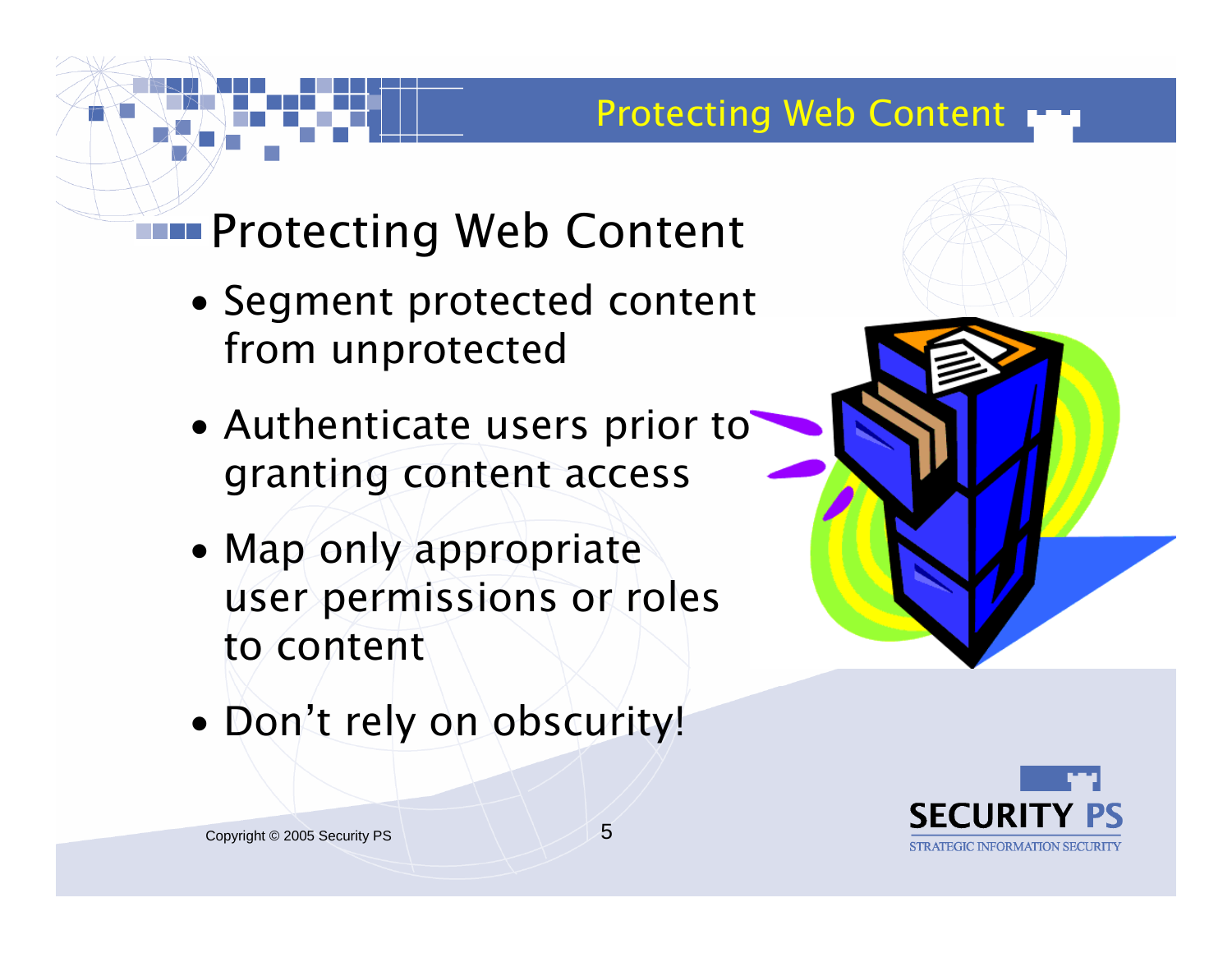# Protecting Web Content

- Segment protected content from unprotected
- Authenticate users prior to granting content access
- Map only appropriate user permissions or roles to content
- Don't rely on obscurity!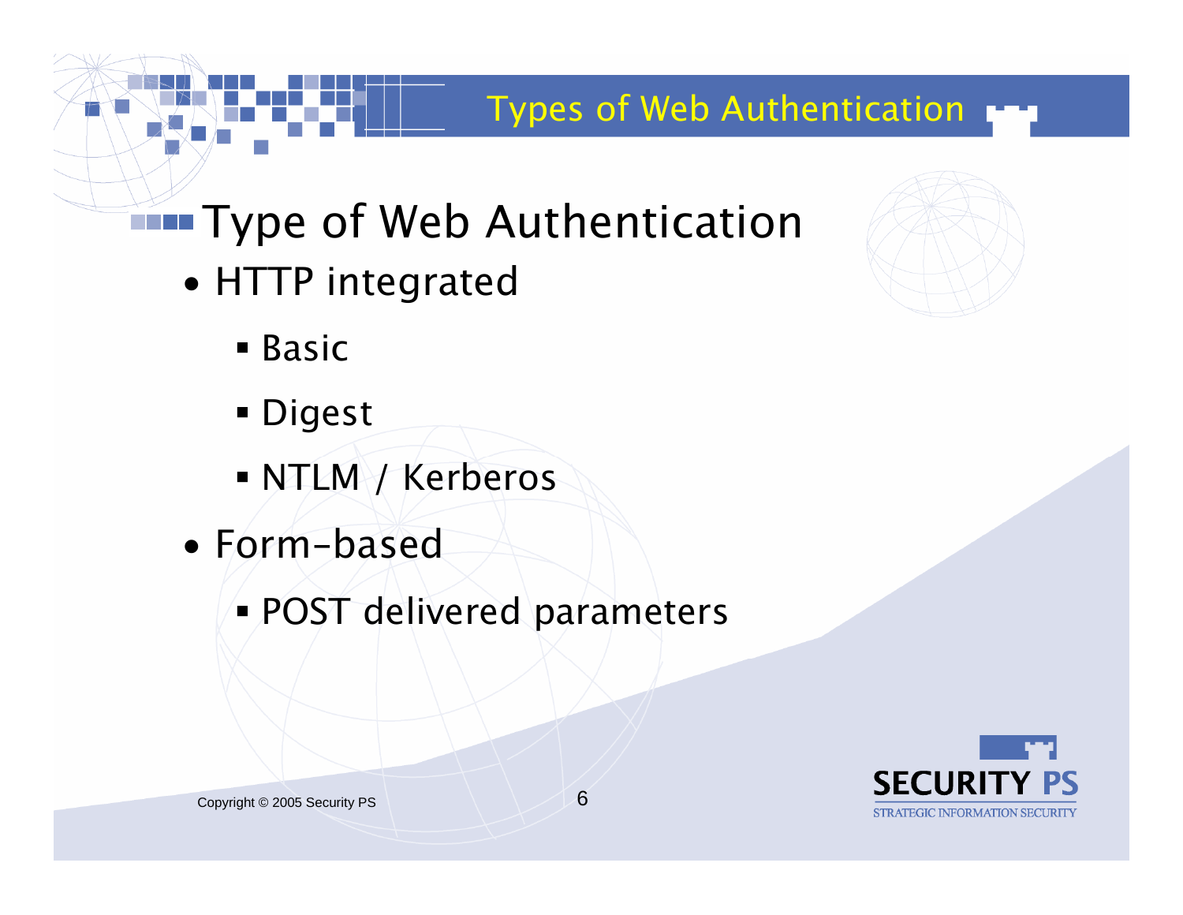# Types of Web Authentication

## Type of Web Authentication

- HTTP integrated
  - Basic
  - Digest
  - NTLM / Kerberos
- Form-based
  - POST delivered parameters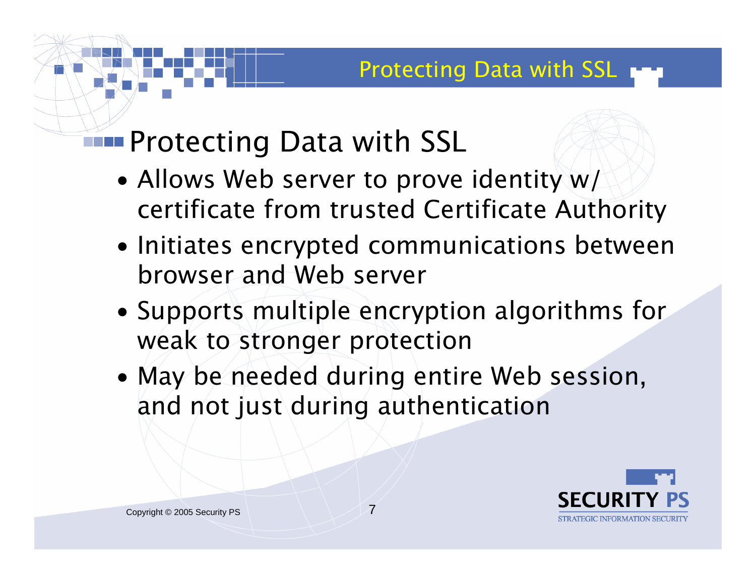## Protecting Data with SSL

- Allows Web server to prove identity w/ certificate from trusted Certificate Authority
- Initiates encrypted communications between browser and Web server
- Supports multiple encryption algorithms for weak to stronger protection
- May be needed during entire Web session, and not just during authentication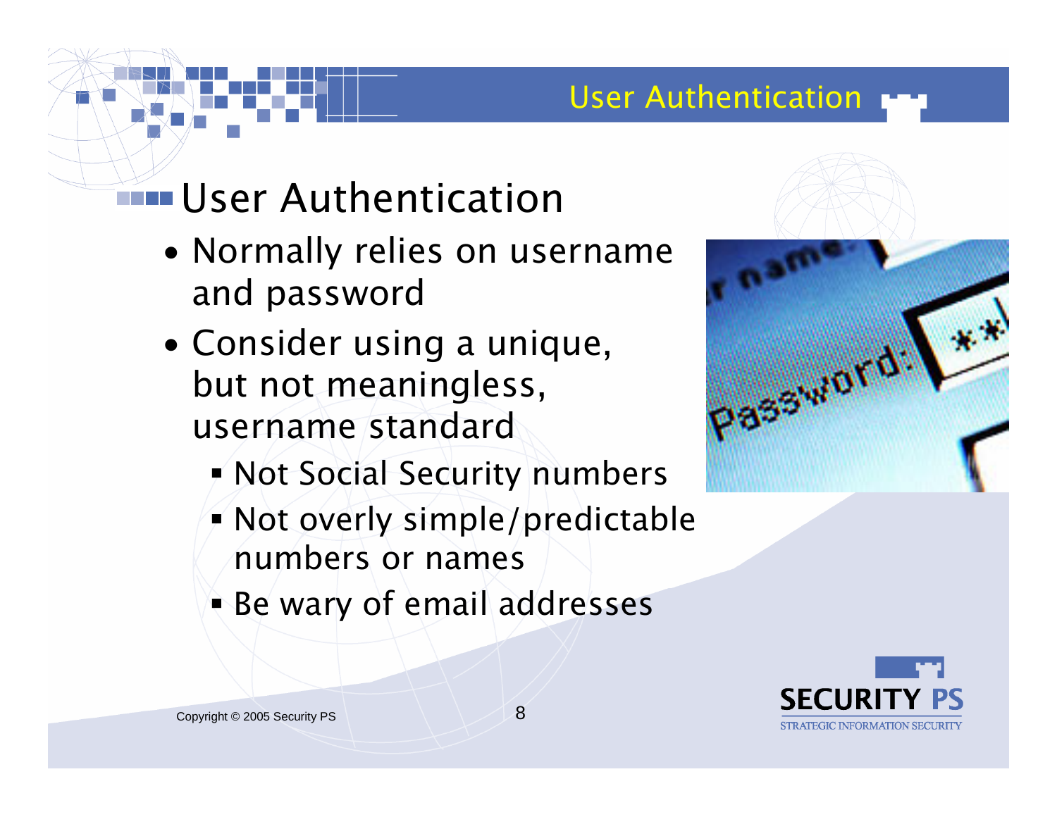# User Authentication

- Normally relies on username and password
- Consider using a unique, but not meaningless, username standard
  - Not Social Security numbers
  - Not overly simple/predictable numbers or names
  - Be wary of email addresses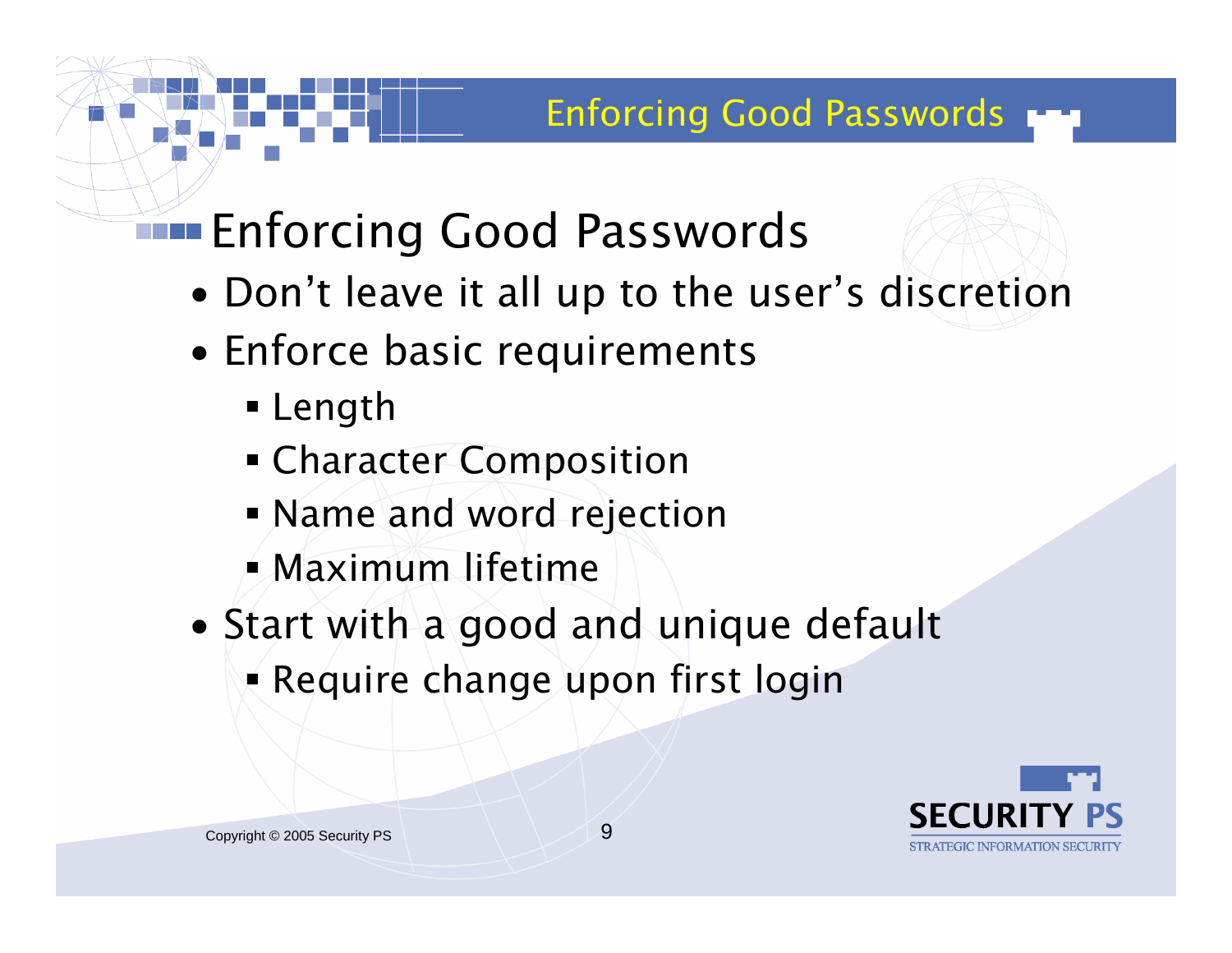# Enforcing Good Passwords

- Don't leave it all up to the user's discretion
- Enforce basic requirements
  - Length
  - Character Composition
  - Name and word rejection
  - Maximum lifetime
- Start with a good and unique default
  - Require change upon first login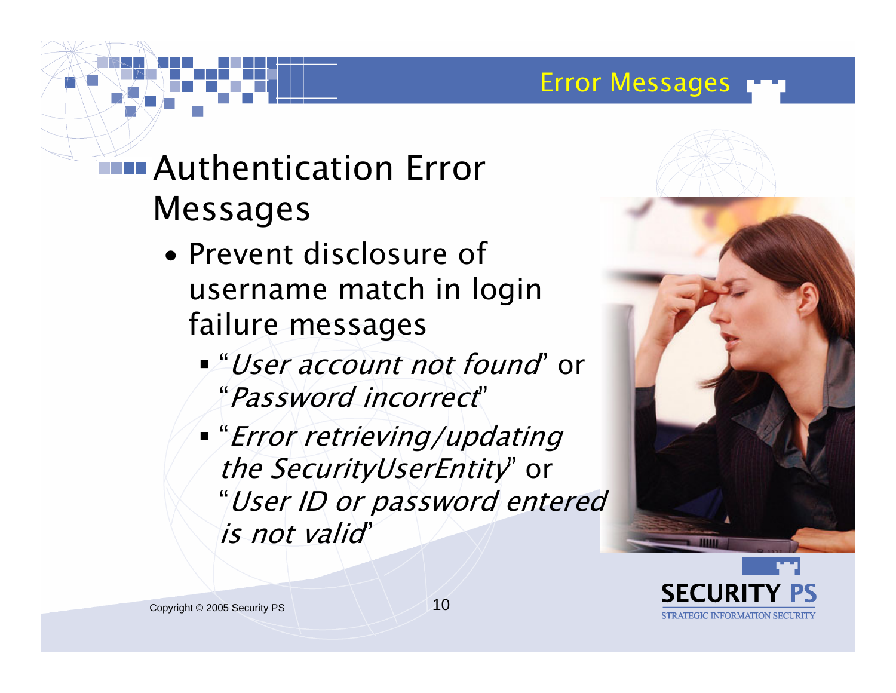# Error Messages

## Authentication Error Messages

- Prevent disclosure of username match in login failure messages
  - "*User account not found*" or "*Password incorrect*"
  - "*Error retrieving/updating the SecurityUserEntity*" or "*User ID or password entered is not valid*"

Copyright © 2005 Security PS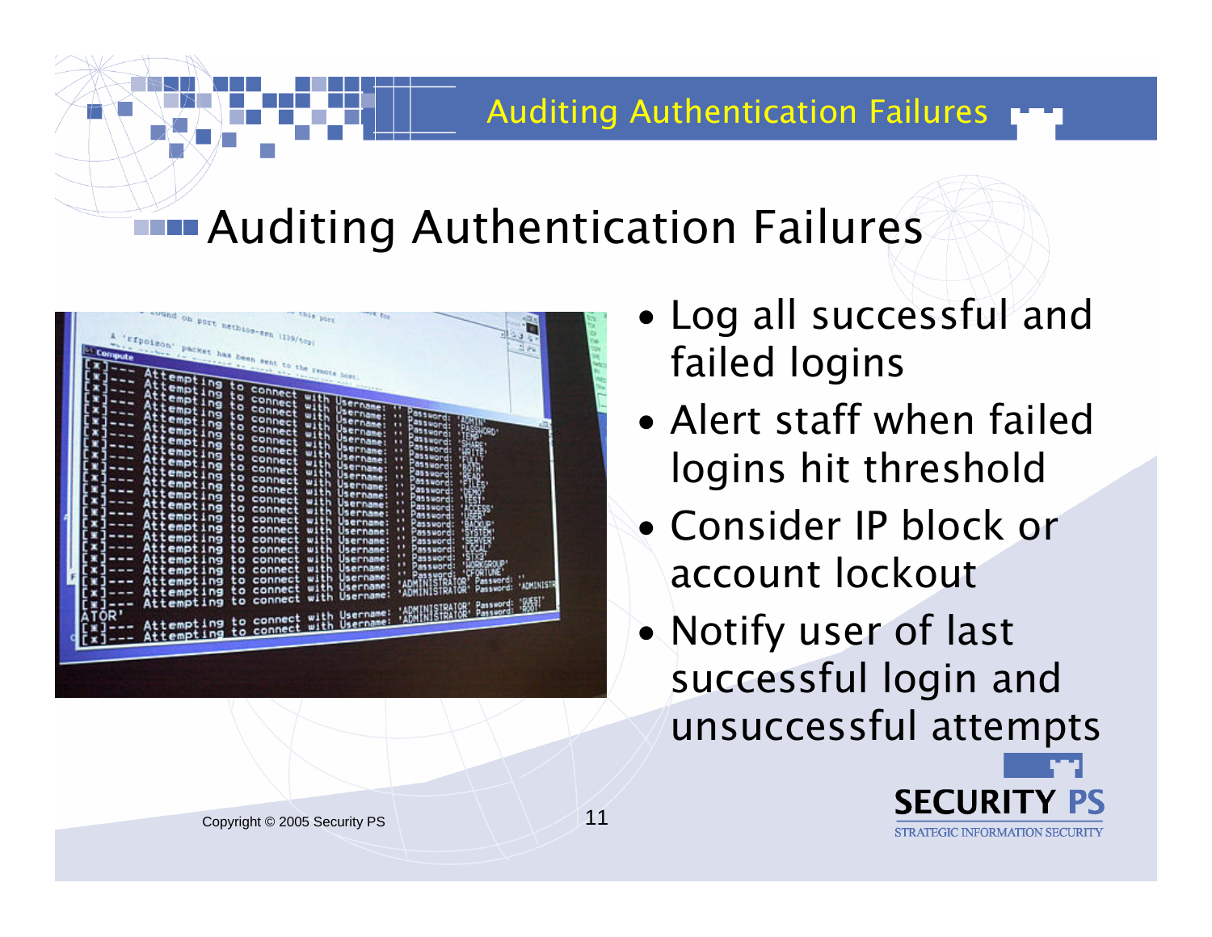# Auditing Authentication Failures

- Log all successful and failed logins
- Alert staff when failed logins hit threshold
- Consider IP block or account lockout
- Notify user of last successful login and unsuccessful attempts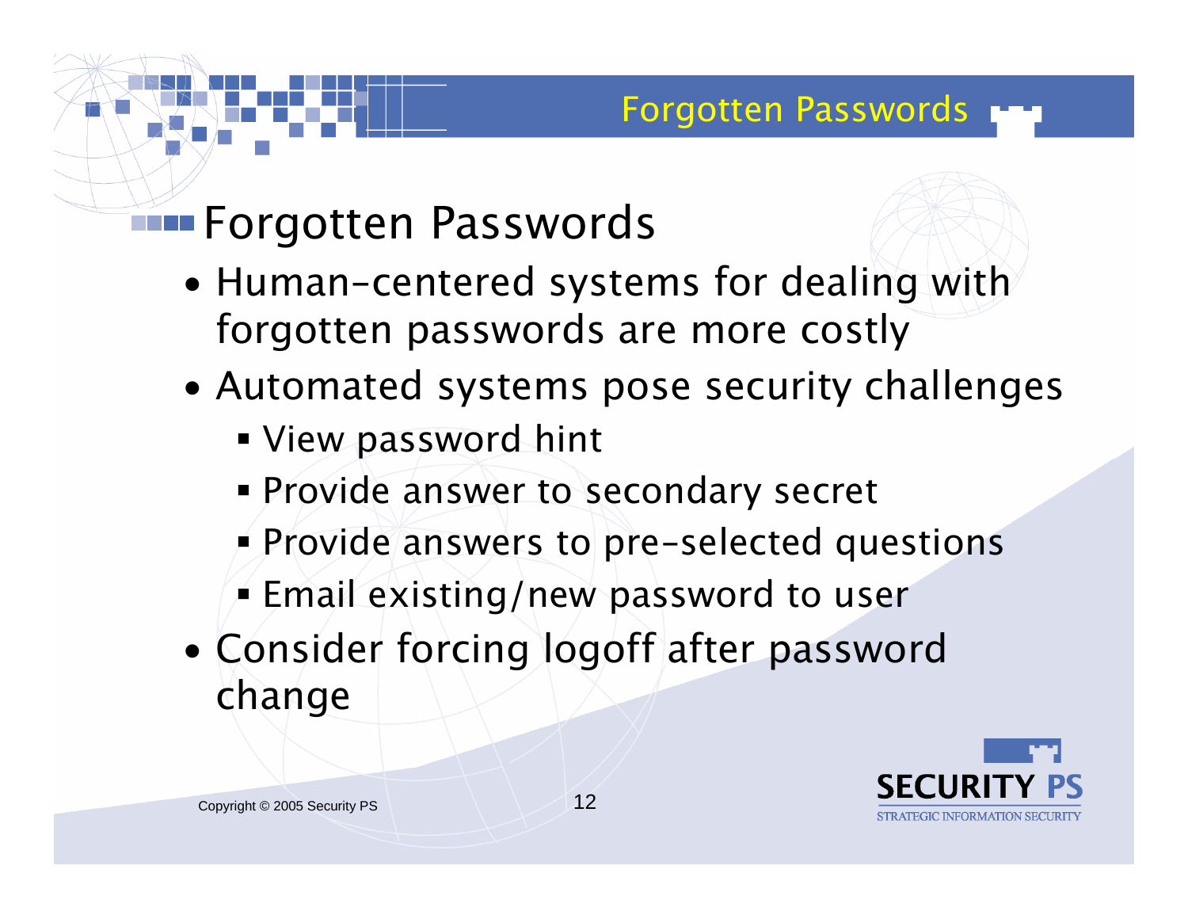# Forgotten Passwords

- Human-centered systems for dealing with forgotten passwords are more costly
- Automated systems pose security challenges
  - View password hint
  - Provide answer to secondary secret
  - Provide answers to pre-selected questions
  - Email existing/new password to user
- Consider forcing logoff after password change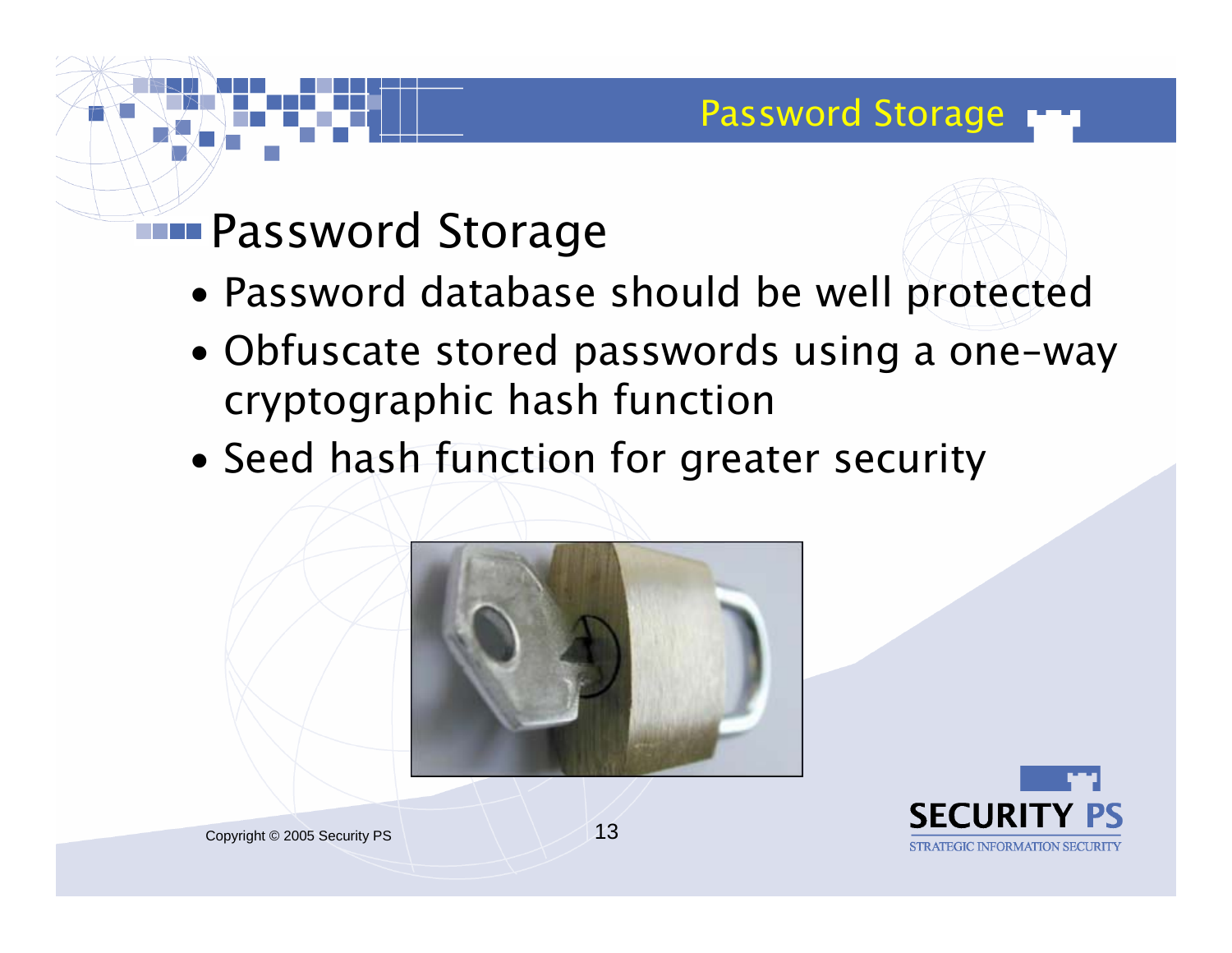## Password Storage

- Password database should be well protected
- Obfuscate stored passwords using a one-way cryptographic hash function
- Seed hash function for greater security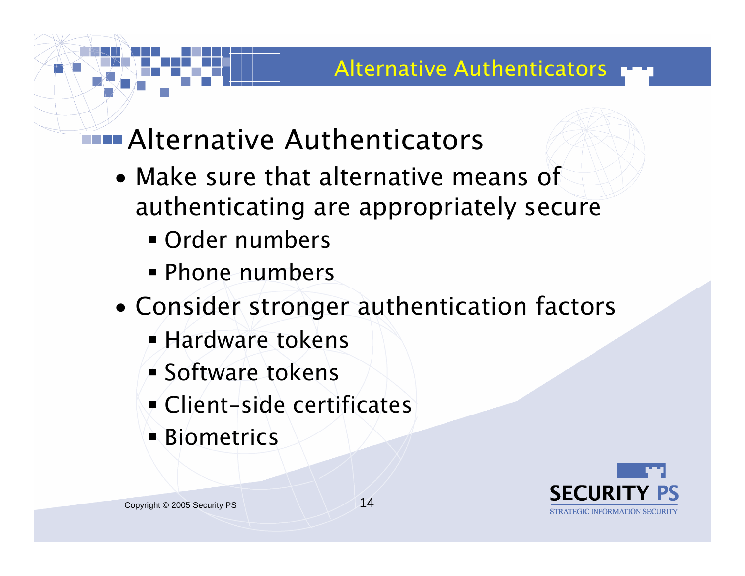# Alternative Authenticators

- Make sure that alternative means of authenticating are appropriately secure
  - Order numbers
  - Phone numbers
- Consider stronger authentication factors
  - Hardware tokens
  - Software tokens
  - Client-side certificates
  - Biometrics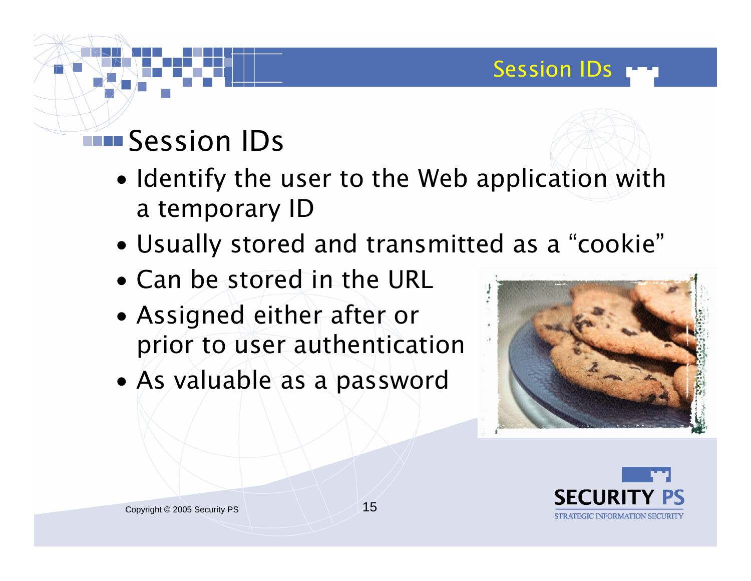# Session IDs

- Identify the user to the Web application with a temporary ID
- Usually stored and transmitted as a “cookie”
- Can be stored in the URL
- Assigned either after or prior to user authentication
- As valuable as a password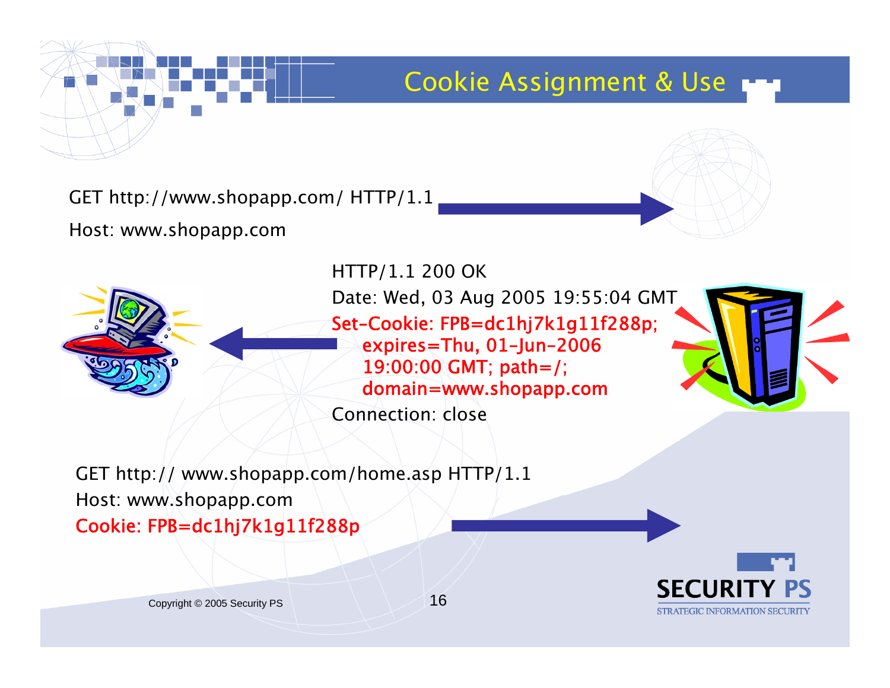# Cookie Assignment & Use

```
GET http://www.shopapp.com/ HTTP/1.1
Host: www.shopapp.com
```

```
HTTP/1.1 200 OK
Date: Wed, 03 Aug 2005 19:55:04 GMT
Set-Cookie: FPB=dc1hj7k1g11f288p;
   expires=Thu, 01-Jun-2006
   19:00:00 GMT; path=/;
   domain=www.shopapp.com
Connection: close
```

```
GET http:// www.shopapp.com/home.asp HTTP/1.1
Host: www.shopapp.com
Cookie: FPB=dc1hj7k1g11f288p
```

Copyright © 2005 Security PS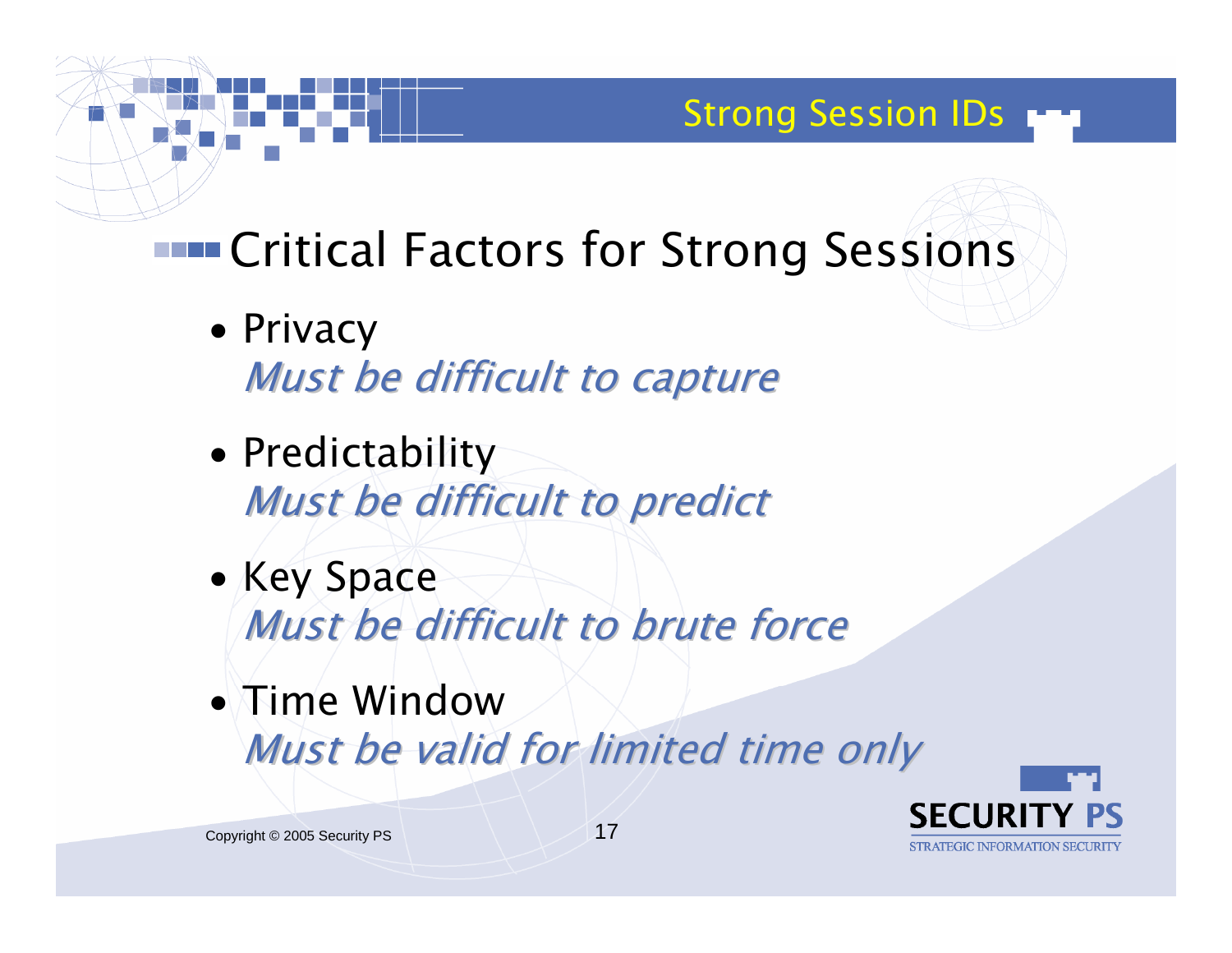# Strong Session IDs

## Critical Factors for Strong Sessions

- Privacy
  *Must be difficult to capture*
- Predictability
  *Must be difficult to predict*
- Key Space
  *Must be difficult to brute force*
- Time Window
  *Must be valid for limited time only*

Copyright © 2005 Security PS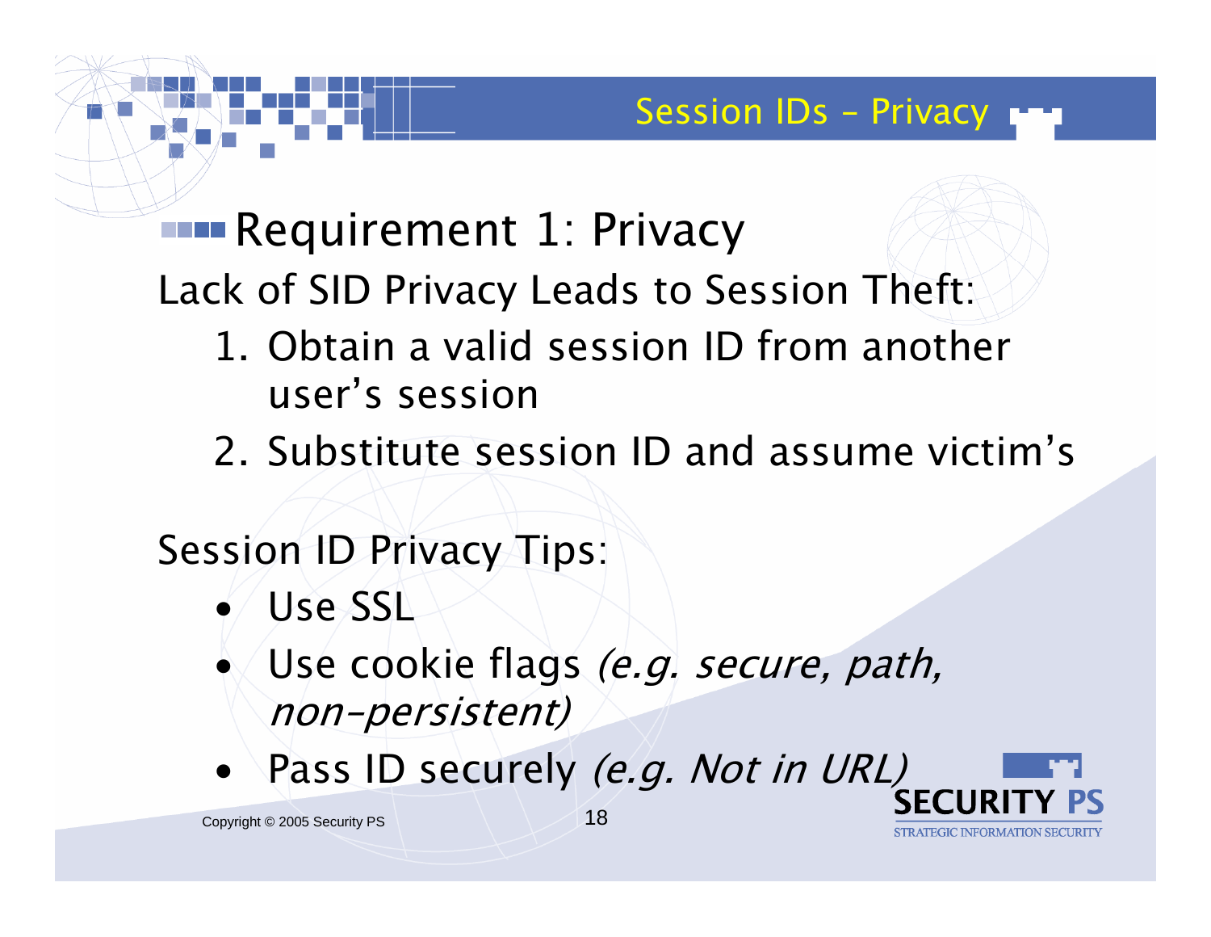## Session IDs – Privacy

### Requirement 1: Privacy

Lack of SID Privacy Leads to Session Theft:

1. Obtain a valid session ID from another user's session
2. Substitute session ID and assume victim's

Session ID Privacy Tips:

- Use SSL
- Use cookie flags *(e.g. secure, path, non-persistent)*
- Pass ID securely *(e.g. Not in URL)*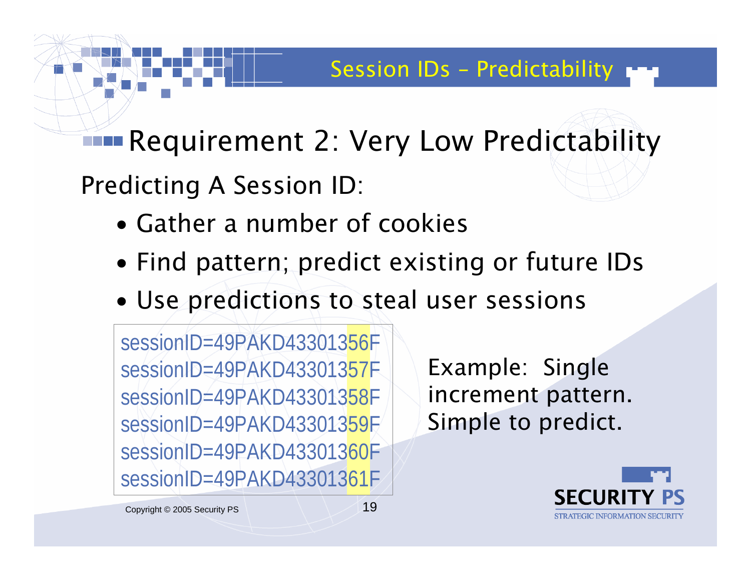# Session IDs – Predictability

## Requirement 2: Very Low Predictability

Predicting A Session ID:

- Gather a number of cookies
- Find pattern; predict existing or future IDs
- Use predictions to steal user sessions

```
sessionID=49PAKD43301356F
sessionID=49PAKD43301357F
sessionID=49PAKD43301358F
sessionID=49PAKD43301359F
sessionID=49PAKD43301360F
sessionID=49PAKD43301361F
```

Example: Single increment pattern. Simple to predict.

Copyright © 2005 Security PS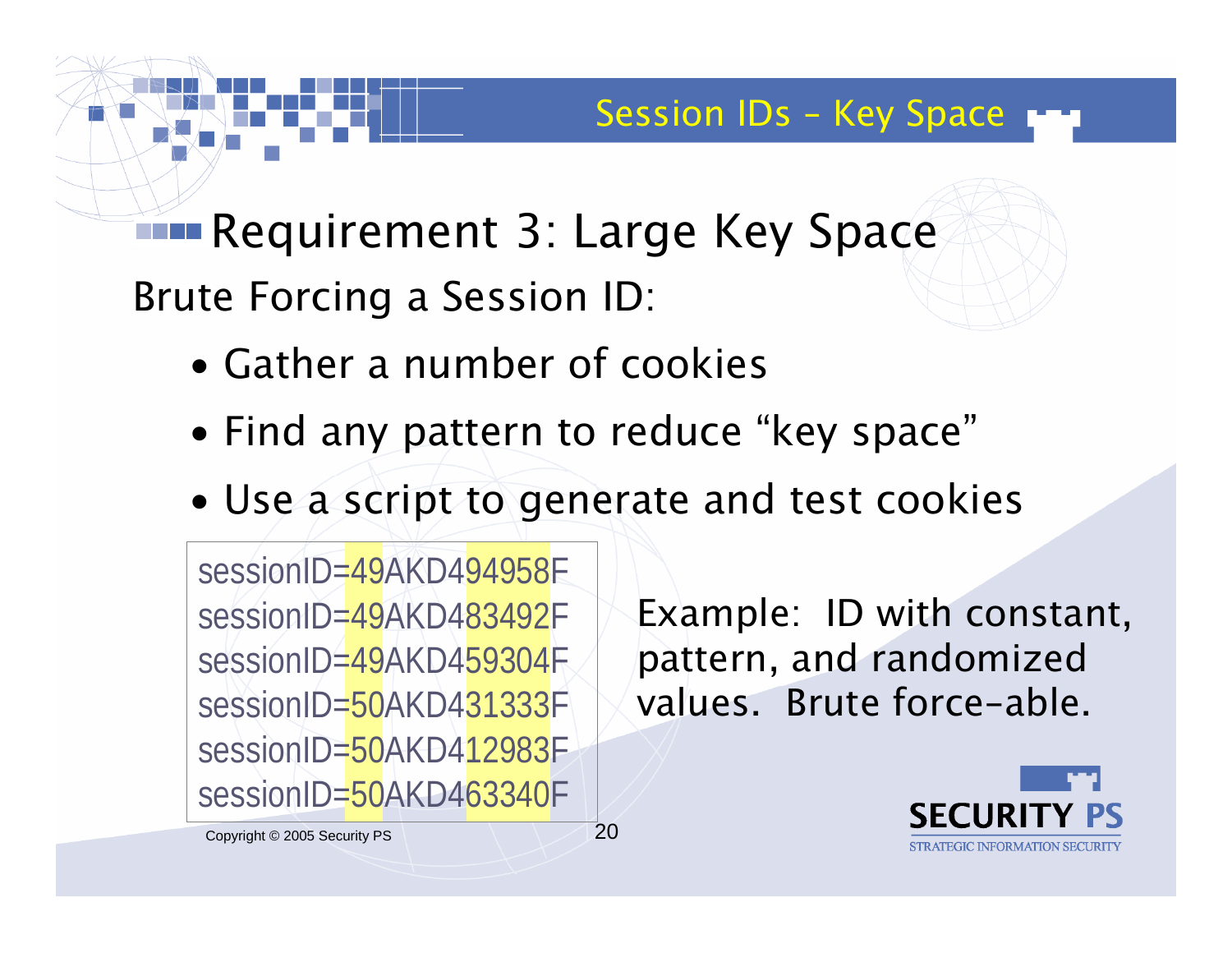## Session IDs – Key Space

# Requirement 3: Large Key Space

Brute Forcing a Session ID:

- Gather a number of cookies
- Find any pattern to reduce "key space"
- Use a script to generate and test cookies

```
sessionID=49AKD494958F
sessionID=49AKD483492F
sessionID=49AKD459304F
sessionID=50AKD431333F
sessionID=50AKD412983F
sessionID=50AKD463340F
```

Example: ID with constant, pattern, and randomized values. Brute force-able.

Copyright © 2005 Security PS

SECURITY PS
STRATEGIC INFORMATION SECURITY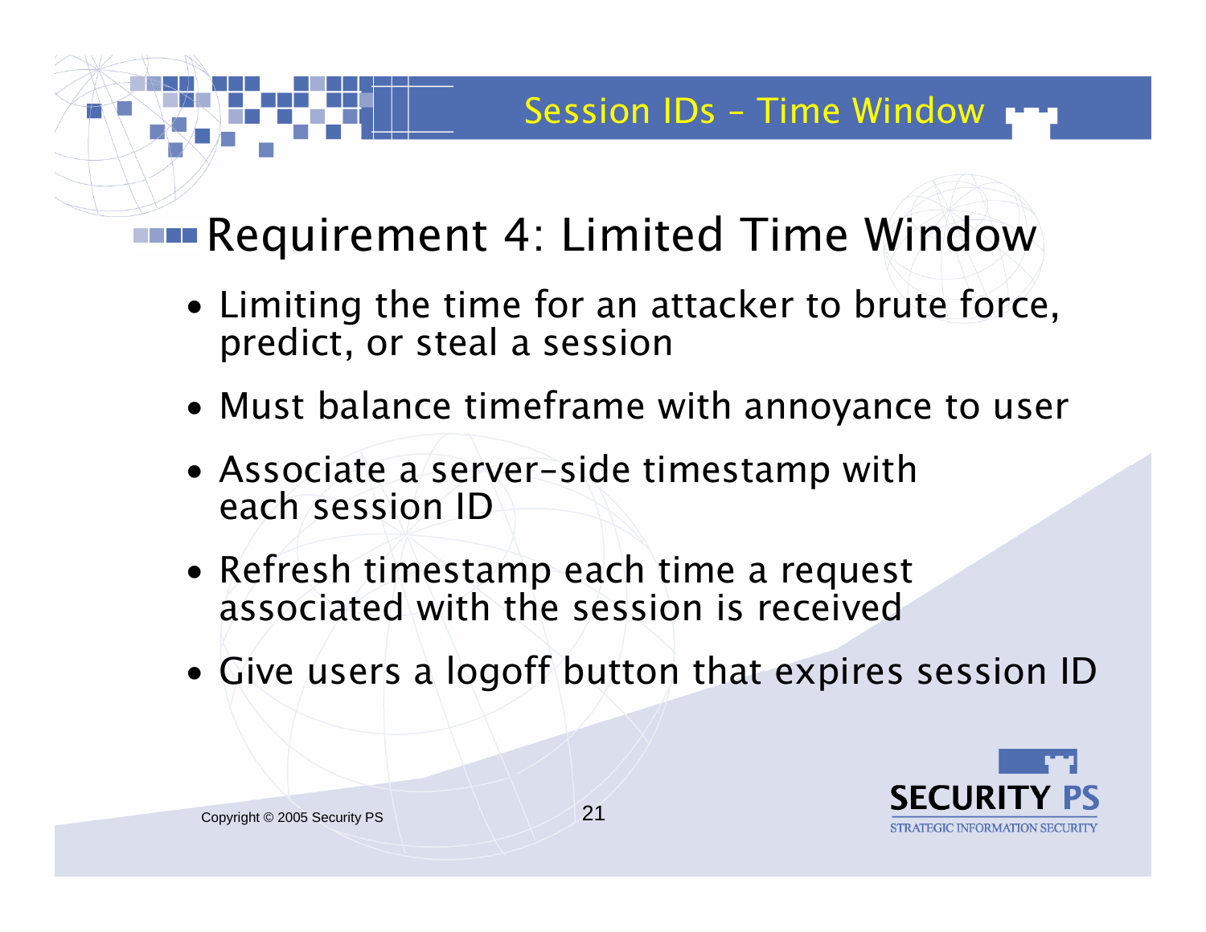# Session IDs – Time Window

## Requirement 4: Limited Time Window

- Limiting the time for an attacker to brute force, predict, or steal a session
- Must balance timeframe with annoyance to user
- Associate a server-side timestamp with each session ID
- Refresh timestamp each time a request associated with the session is received
- Give users a logoff button that expires session ID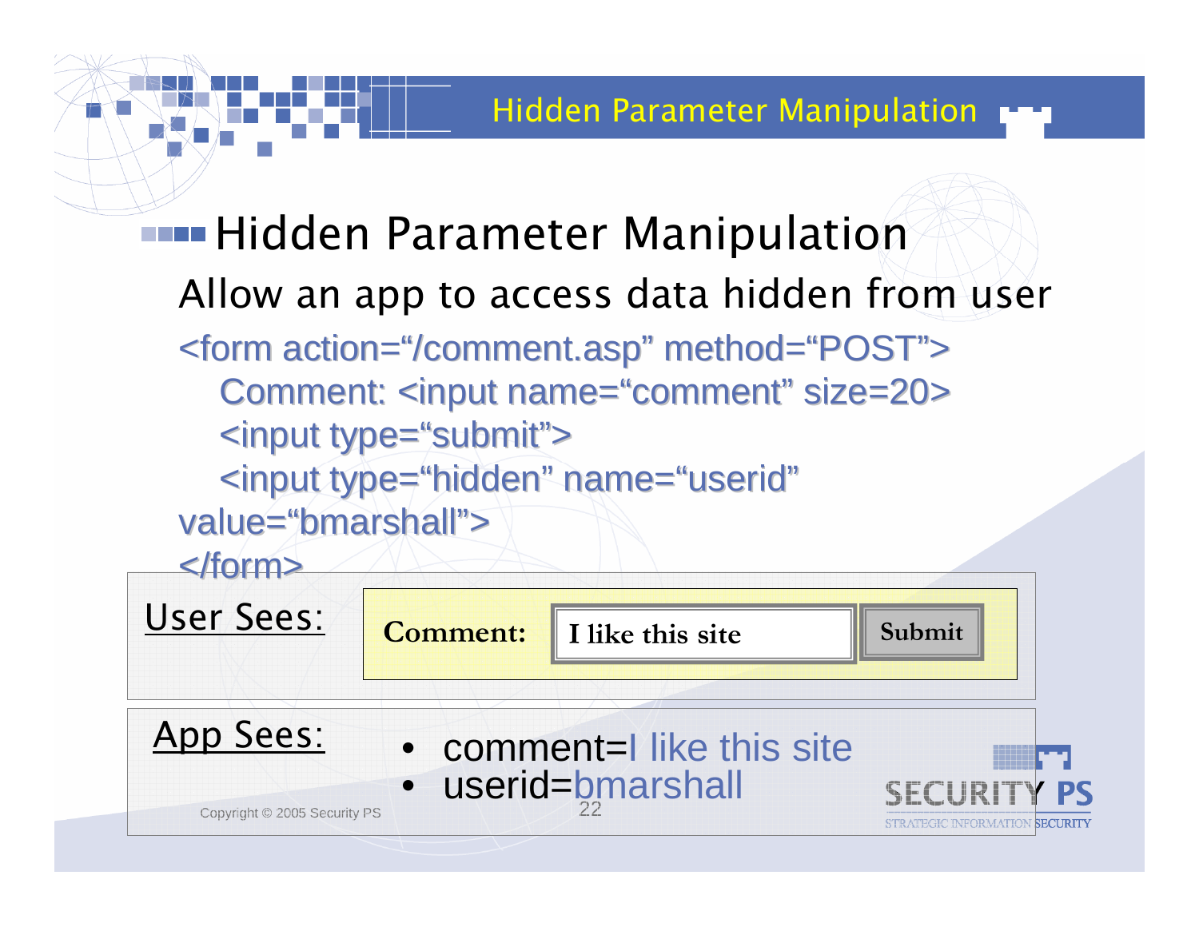# Hidden Parameter Manipulation

Allow an app to access data hidden from user

```
<form action="/comment.asp" method="POST">
   Comment: <input name="comment" size=20>
   <input type="submit">
   <input type="hidden" name="userid" value="bmarshall">
</form>
```

**User Sees:**

**Comment:** I like this site **Submit**

**App Sees:**

- comment=I like this site
- userid=bmarshall

Copyright © 2005 Security PS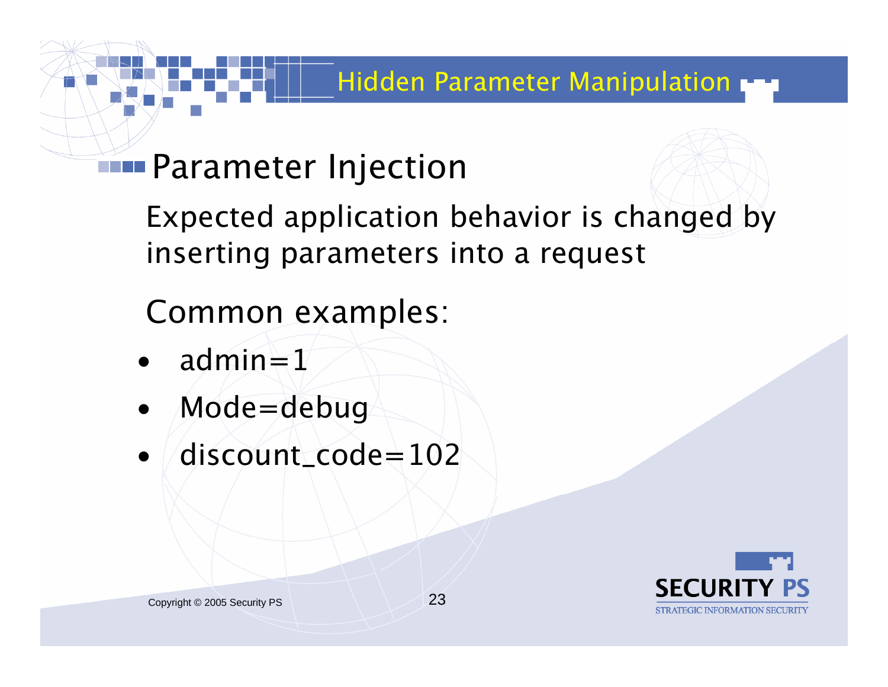# Hidden Parameter Manipulation

## Parameter Injection

Expected application behavior is changed by inserting parameters into a request

Common examples:

- admin=1
- Mode=debug
- discount_code=102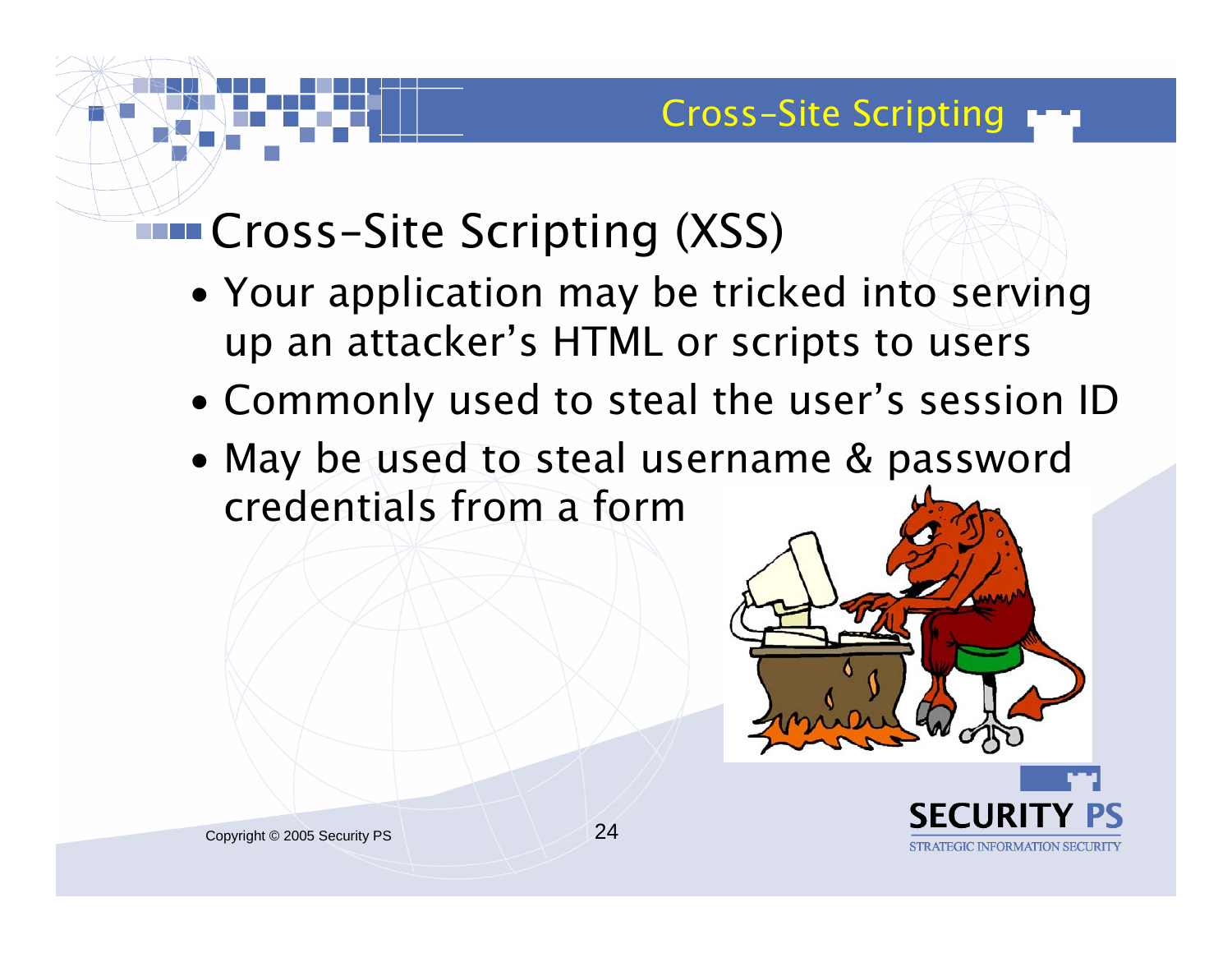# Cross-Site Scripting (XSS)

- Your application may be tricked into serving up an attacker's HTML or scripts to users
- Commonly used to steal the user's session ID
- May be used to steal username & password credentials from a form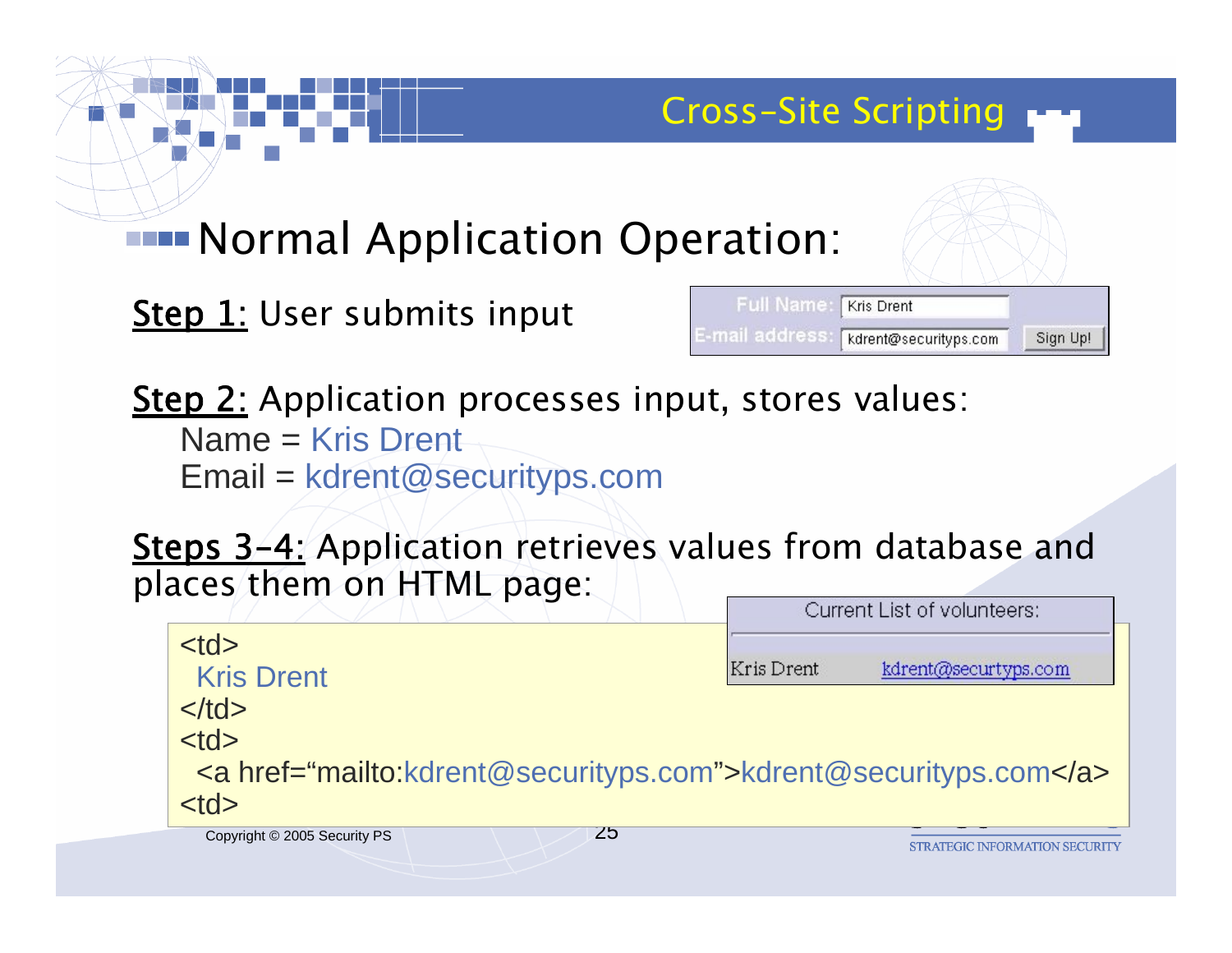## Normal Application Operation:

**Step 1:** User submits input

Full Name: Kris Drent
E-mail address: kdrent@securityps.com
Sign Up!

**Step 2:** Application processes input, stores values:

Name = Kris Drent
Email = kdrent@securityps.com

**Steps 3-4:** Application retrieves values from database and places them on HTML page:

Current List of volunteers:

Kris Drent    kdrent@securtyps.com

```
<td>
 Kris Drent
</td>
<td>
 <a href="mailto:kdrent@securityps.com">kdrent@securityps.com</a>
<td>
```

Copyright © 2005 Security PS

STRATEGIC INFORMATION SECURITY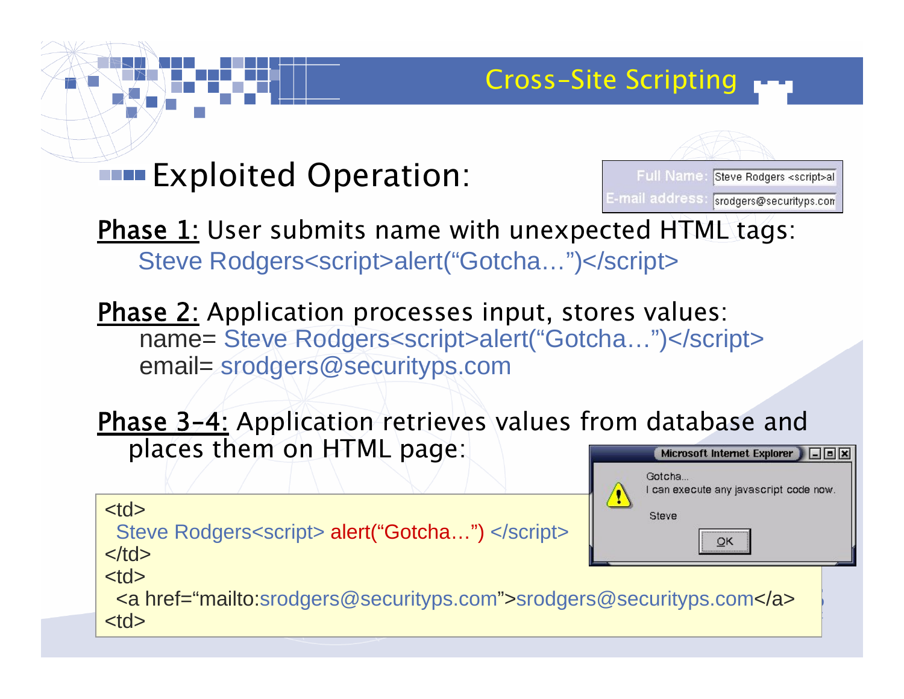## Cross-Site Scripting

### Exploited Operation:

Full Name: Steve Rodgers <script>al
E-mail address: srodgers@securityps.com

**Phase 1:** User submits name with unexpected HTML tags:

Steve Rodgers<script>alert("Gotcha…")</script>

**Phase 2:** Application processes input, stores values:

name= Steve Rodgers<script>alert("Gotcha…")</script>
email= srodgers@securityps.com

**Phase 3-4:** Application retrieves values from database and places them on HTML page:

```
<td>
  Steve Rodgers<script> alert("Gotcha…") </script>
</td>
<td>
  <a href="mailto:srodgers@securityps.com">srodgers@securityps.com</a>
<td>
```

Microsoft Internet Explorer

Gotcha...
I can execute any javascript code now.

Steve

OK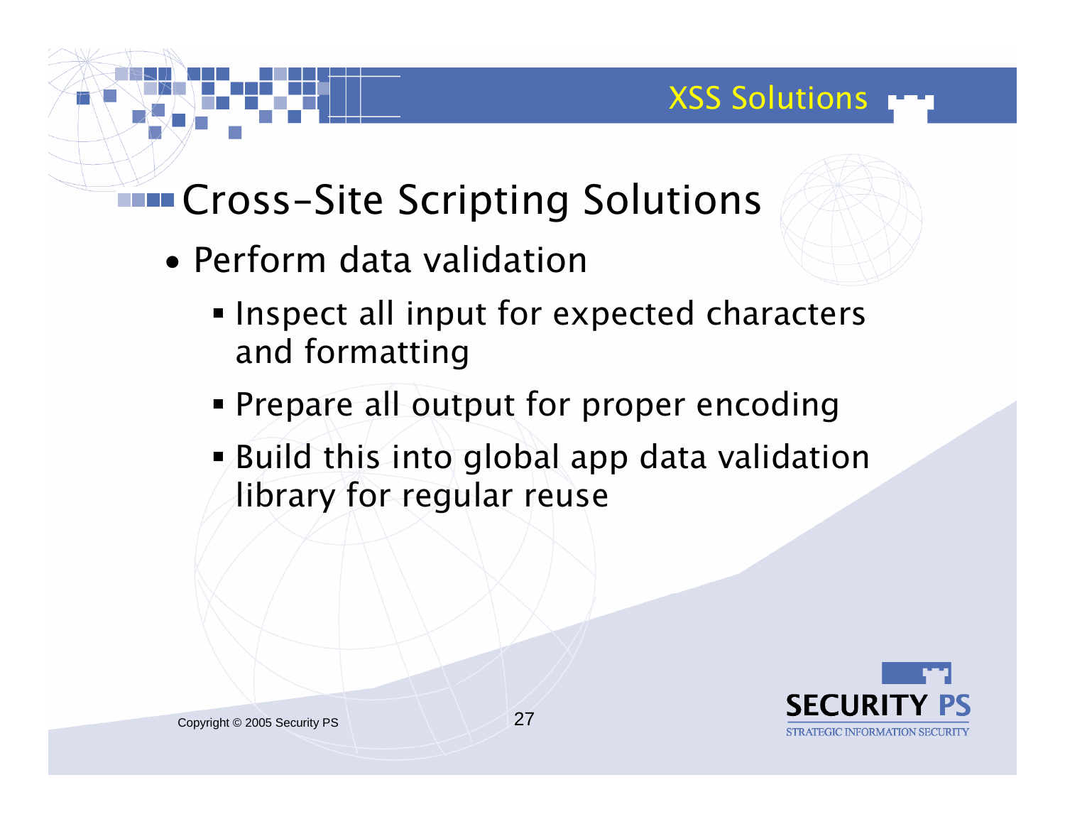# Cross-Site Scripting Solutions

- Perform data validation
  - Inspect all input for expected characters and formatting
  - Prepare all output for proper encoding
  - Build this into global app data validation library for regular reuse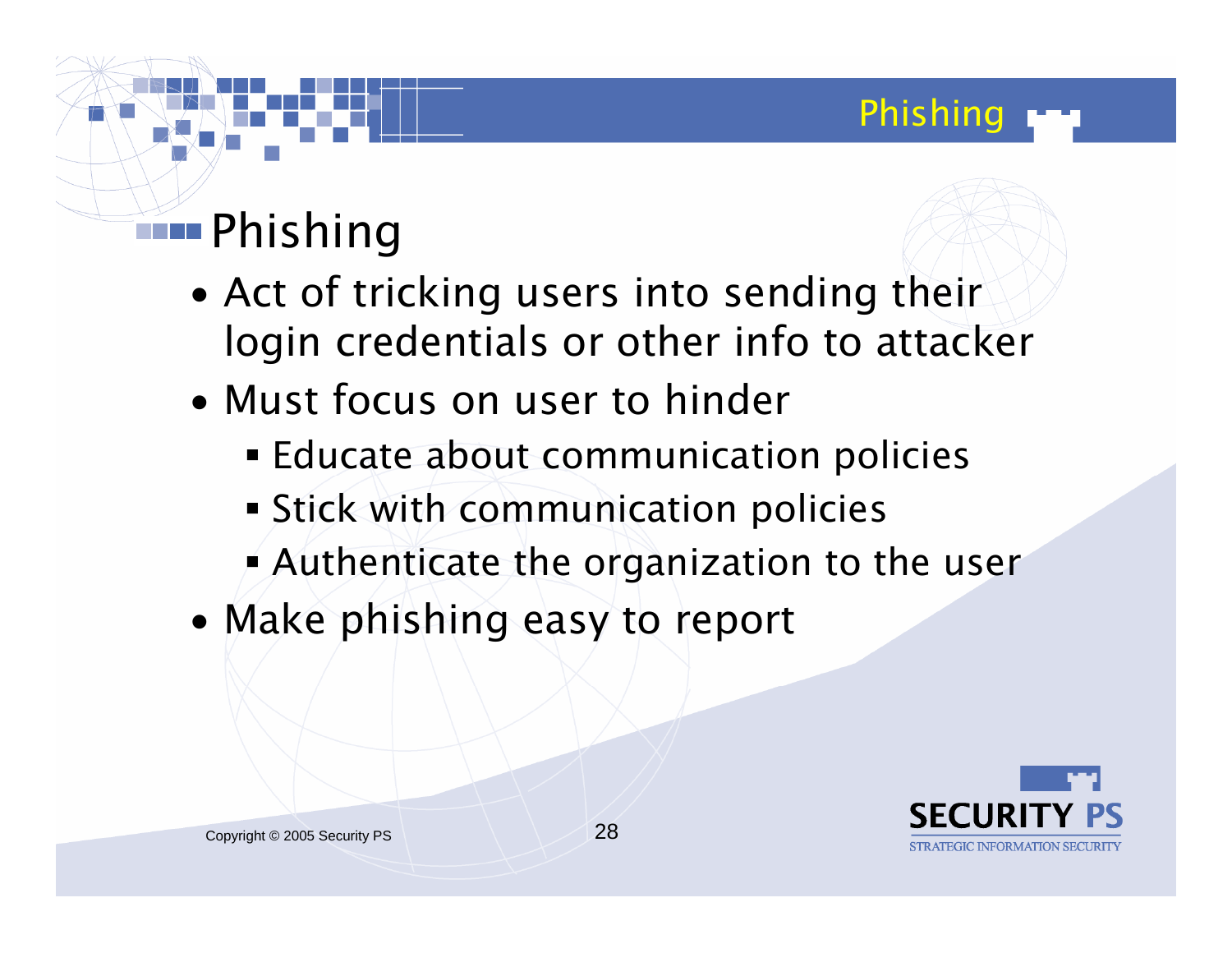# Phishing

- Act of tricking users into sending their login credentials or other info to attacker
- Must focus on user to hinder
  - Educate about communication policies
  - Stick with communication policies
  - Authenticate the organization to the user
- Make phishing easy to report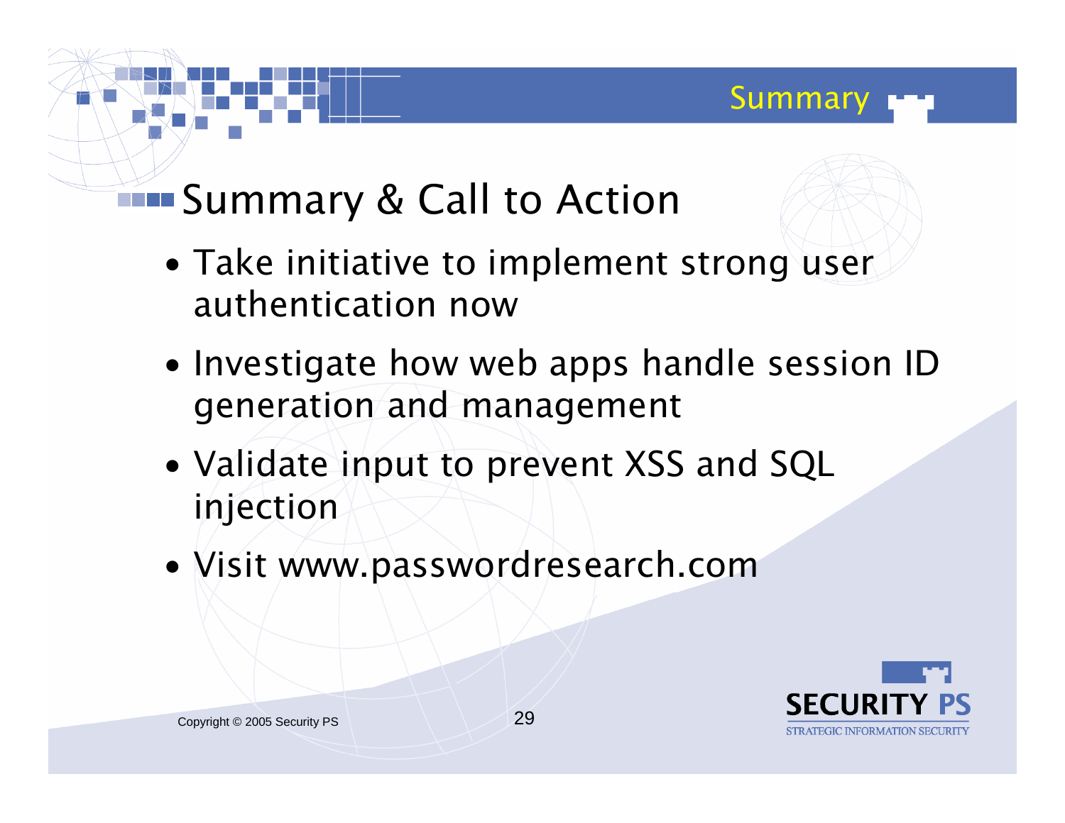# Summary & Call to Action

- Take initiative to implement strong user authentication now
- Investigate how web apps handle session ID generation and management
- Validate input to prevent XSS and SQL injection
- Visit www.passwordresearch.com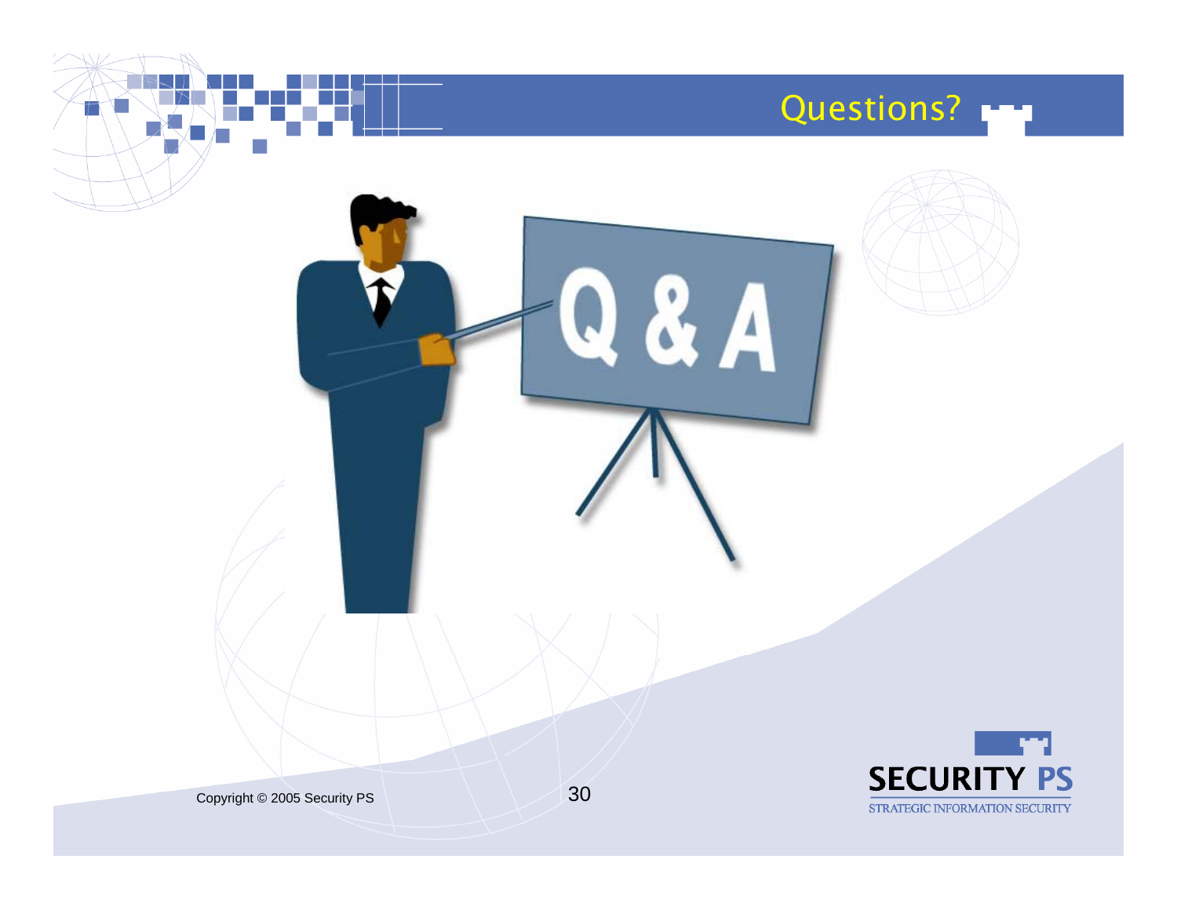# Questions?

Q & A